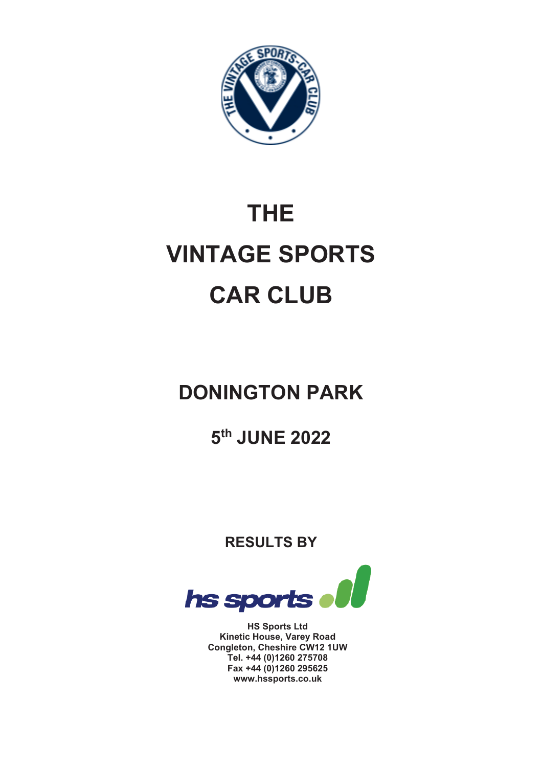# THE VINTAGE SPORTS CAR CLUB

## DONINGTON PARK

## 5th JUNE 2022

**RESULTS BY**

**HS Sports Ltd**
**Kinetic House, Varey Road**
**Congleton, Cheshire CW12 1UW**
**Tel. +44 (0)1260 275708**
**Fax +44 (0)1260 295625**
**www.hssports.co.uk**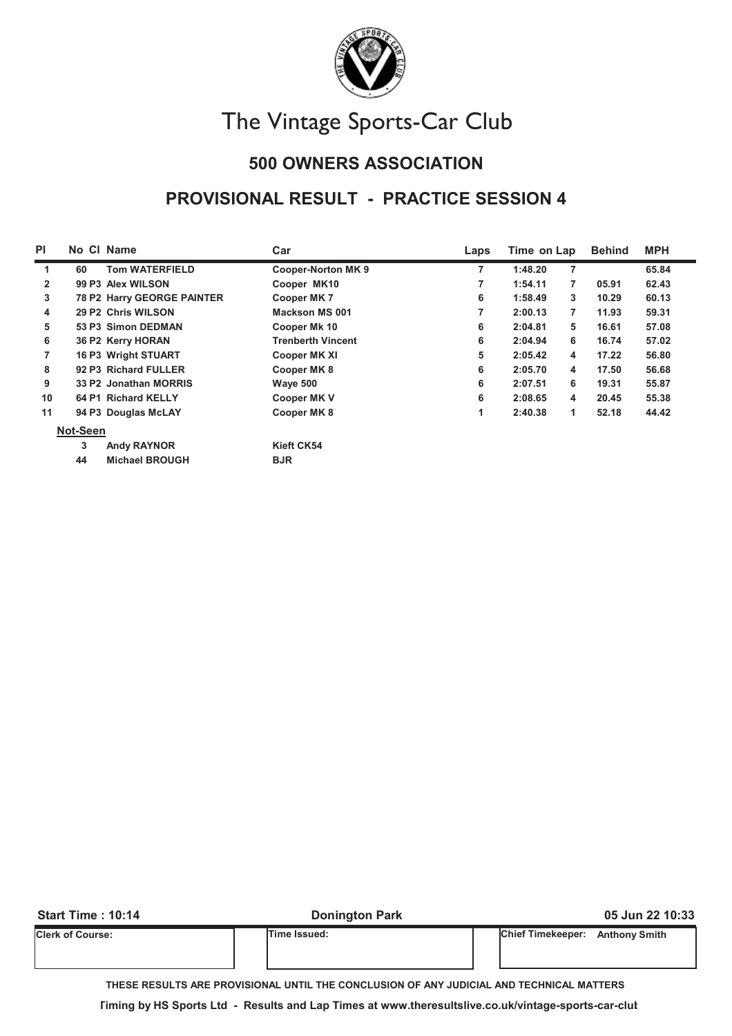# The Vintage Sports-Car Club

## 500 OWNERS ASSOCIATION

## PROVISIONAL RESULT - PRACTICE SESSION 4

| Pl | No | Cl | Name | Car | Laps | Time | on Lap | Behind | MPH |
|---|---|---|---|---|---|---|---|---|---|
| 1 | 60 | | Tom WATERFIELD | Cooper-Norton MK 9 | 7 | 1:48.20 | 7 | | 65.84 |
| 2 | 99 | P3 | Alex WILSON | Cooper MK10 | 7 | 1:54.11 | 7 | 05.91 | 62.43 |
| 3 | 78 | P2 | Harry GEORGE PAINTER | Cooper MK 7 | 6 | 1:58.49 | 3 | 10.29 | 60.13 |
| 4 | 29 | P2 | Chris WILSON | Mackson MS 001 | 7 | 2:00.13 | 7 | 11.93 | 59.31 |
| 5 | 53 | P3 | Simon DEDMAN | Cooper Mk 10 | 6 | 2:04.81 | 5 | 16.61 | 57.08 |
| 6 | 36 | P2 | Kerry HORAN | Trenberth Vincent | 6 | 2:04.94 | 6 | 16.74 | 57.02 |
| 7 | 16 | P3 | Wright STUART | Cooper MK XI | 5 | 2:05.42 | 4 | 17.22 | 56.80 |
| 8 | 92 | P3 | Richard FULLER | Cooper MK 8 | 6 | 2:05.70 | 4 | 17.50 | 56.68 |
| 9 | 33 | P2 | Jonathan MORRIS | Waye 500 | 6 | 2:07.51 | 6 | 19.31 | 55.87 |
| 10 | 64 | P1 | Richard KELLY | Cooper MK V | 6 | 2:08.65 | 4 | 20.45 | 55.38 |
| 11 | 94 | P3 | Douglas McLAY | Cooper MK 8 | 1 | 2:40.38 | 1 | 52.18 | 44.42 |

**Not-Seen**

| No | Name | Car |
|---|---|---|
| 3 | Andy RAYNOR | Kieft CK54 |
| 44 | Michael BROUGH | BJR |

| Start Time : 10:14 | Donington Park | 05 Jun 22 10:33 |
|---|---|---|
| Clerk of Course: | Time Issued: | Chief Timekeeper: Anthony Smith |

THESE RESULTS ARE PROVISIONAL UNTIL THE CONCLUSION OF ANY JUDICIAL AND TECHNICAL MATTERS

Timing by HS Sports Ltd - Results and Lap Times at www.theresultslive.co.uk/vintage-sports-car-club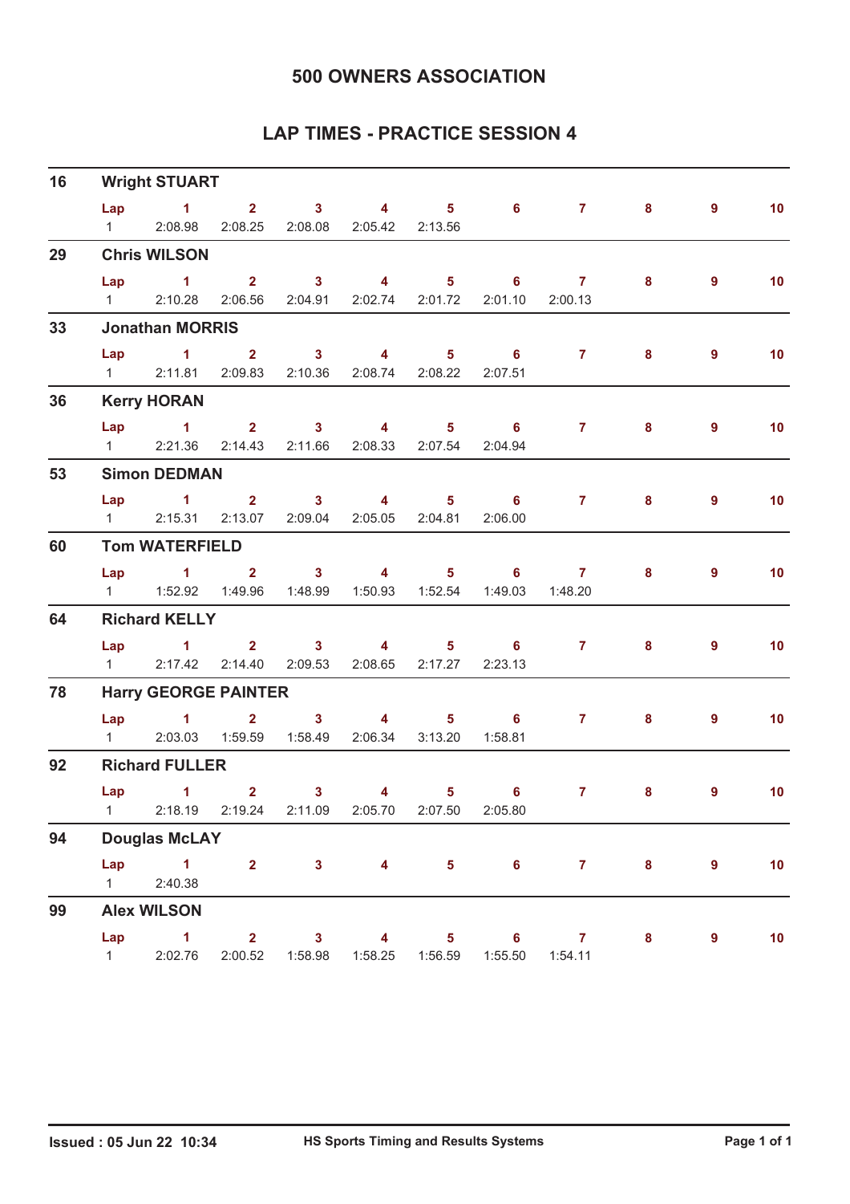# 500 OWNERS ASSOCIATION

## LAP TIMES - PRACTICE SESSION 4

### 16 Wright STUART

| Lap | 1 | 2 | 3 | 4 | 5 | 6 | 7 | 8 | 9 | 10 |
|---|---|---|---|---|---|---|---|---|---|---|
| 1 | 2:08.98 | 2:08.25 | 2:08.08 | 2:05.42 | 2:13.56 | | | | | |

### 29 Chris WILSON

| Lap | 1 | 2 | 3 | 4 | 5 | 6 | 7 | 8 | 9 | 10 |
|---|---|---|---|---|---|---|---|---|---|---|
| 1 | 2:10.28 | 2:06.56 | 2:04.91 | 2:02.74 | 2:01.72 | 2:01.10 | 2:00.13 | | | |

### 33 Jonathan MORRIS

| Lap | 1 | 2 | 3 | 4 | 5 | 6 | 7 | 8 | 9 | 10 |
|---|---|---|---|---|---|---|---|---|---|---|
| 1 | 2:11.81 | 2:09.83 | 2:10.36 | 2:08.74 | 2:08.22 | 2:07.51 | | | | |

### 36 Kerry HORAN

| Lap | 1 | 2 | 3 | 4 | 5 | 6 | 7 | 8 | 9 | 10 |
|---|---|---|---|---|---|---|---|---|---|---|
| 1 | 2:21.36 | 2:14.43 | 2:11.66 | 2:08.33 | 2:07.54 | 2:04.94 | | | | |

### 53 Simon DEDMAN

| Lap | 1 | 2 | 3 | 4 | 5 | 6 | 7 | 8 | 9 | 10 |
|---|---|---|---|---|---|---|---|---|---|---|
| 1 | 2:15.31 | 2:13.07 | 2:09.04 | 2:05.05 | 2:04.81 | 2:06.00 | | | | |

### 60 Tom WATERFIELD

| Lap | 1 | 2 | 3 | 4 | 5 | 6 | 7 | 8 | 9 | 10 |
|---|---|---|---|---|---|---|---|---|---|---|
| 1 | 1:52.92 | 1:49.96 | 1:48.99 | 1:50.93 | 1:52.54 | 1:49.03 | 1:48.20 | | | |

### 64 Richard KELLY

| Lap | 1 | 2 | 3 | 4 | 5 | 6 | 7 | 8 | 9 | 10 |
|---|---|---|---|---|---|---|---|---|---|---|
| 1 | 2:17.42 | 2:14.40 | 2:09.53 | 2:08.65 | 2:17.27 | 2:23.13 | | | | |

### 78 Harry GEORGE PAINTER

| Lap | 1 | 2 | 3 | 4 | 5 | 6 | 7 | 8 | 9 | 10 |
|---|---|---|---|---|---|---|---|---|---|---|
| 1 | 2:03.03 | 1:59.59 | 1:58.49 | 2:06.34 | 3:13.20 | 1:58.81 | | | | |

### 92 Richard FULLER

| Lap | 1 | 2 | 3 | 4 | 5 | 6 | 7 | 8 | 9 | 10 |
|---|---|---|---|---|---|---|---|---|---|---|
| 1 | 2:18.19 | 2:19.24 | 2:11.09 | 2:05.70 | 2:07.50 | 2:05.80 | | | | |

### 94 Douglas McLAY

| Lap | 1 | 2 | 3 | 4 | 5 | 6 | 7 | 8 | 9 | 10 |
|---|---|---|---|---|---|---|---|---|---|---|
| 1 | 2:40.38 | | | | | | | | | |

### 99 Alex WILSON

| Lap | 1 | 2 | 3 | 4 | 5 | 6 | 7 | 8 | 9 | 10 |
|---|---|---|---|---|---|---|---|---|---|---|
| 1 | 2:02.76 | 2:00.52 | 1:58.98 | 1:58.25 | 1:56.59 | 1:55.50 | 1:54.11 | | | |

Issued : 05 Jun 22 10:34 — HS Sports Timing and Results Systems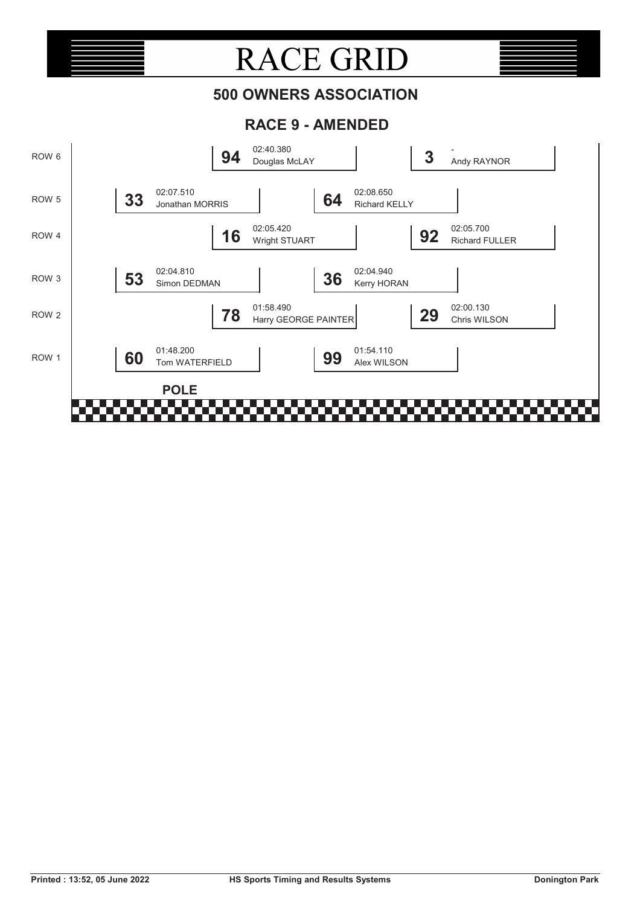# RACE GRID

## 500 OWNERS ASSOCIATION

## RACE 9 - AMENDED

| Row | Left | | Centre-Left | | Centre-Right | | Right | |
|---|---|---|---|---|---|---|---|---|
| ROW 6 | | | **94** | 02:40.380 Douglas McLAY | | | **3** | - Andy RAYNOR |
| ROW 5 | **33** | 02:07.510 Jonathan MORRIS | | | **64** | 02:08.650 Richard KELLY | | |
| ROW 4 | | | **16** | 02:05.420 Wright STUART | | | **92** | 02:05.700 Richard FULLER |
| ROW 3 | **53** | 02:04.810 Simon DEDMAN | | | **36** | 02:04.940 Kerry HORAN | | |
| ROW 2 | | | **78** | 01:58.490 Harry GEORGE PAINTER | | | **29** | 02:00.130 Chris WILSON |
| ROW 1 | **60** | 01:48.200 Tom WATERFIELD | | | **99** | 01:54.110 Alex WILSON | | |

**POLE**

Printed : 13:52, 05 June 2022 — HS Sports Timing and Results Systems — Donington Park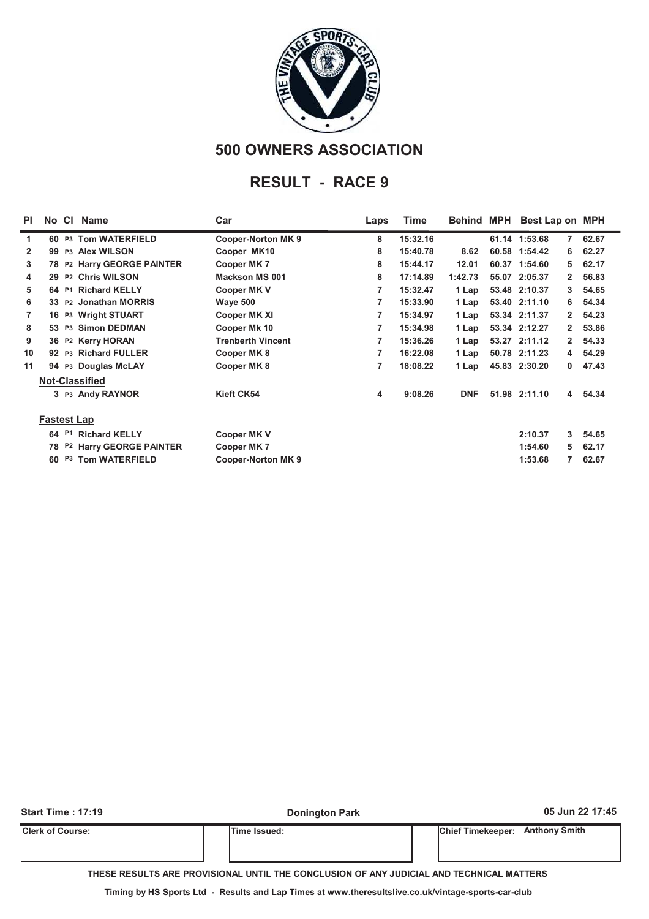## 500 OWNERS ASSOCIATION

## RESULT - RACE 9

| Pl | No | Cl | Name | Car | Laps | Time | Behind | MPH | Best Lap | on | MPH |
|---|---|---|---|---|---|---|---|---|---|---|---|
| 1 | 60 | P3 | Tom WATERFIELD | Cooper-Norton MK 9 | 8 | 15:32.16 | | 61.14 | 1:53.68 | 7 | 62.67 |
| 2 | 99 | P3 | Alex WILSON | Cooper MK10 | 8 | 15:40.78 | 8.62 | 60.58 | 1:54.42 | 6 | 62.27 |
| 3 | 78 | P2 | Harry GEORGE PAINTER | Cooper MK 7 | 8 | 15:44.17 | 12.01 | 60.37 | 1:54.60 | 5 | 62.17 |
| 4 | 29 | P2 | Chris WILSON | Mackson MS 001 | 8 | 17:14.89 | 1:42.73 | 55.07 | 2:05.37 | 2 | 56.83 |
| 5 | 64 | P1 | Richard KELLY | Cooper MK V | 7 | 15:32.47 | 1 Lap | 53.48 | 2:10.37 | 3 | 54.65 |
| 6 | 33 | P2 | Jonathan MORRIS | Waye 500 | 7 | 15:33.90 | 1 Lap | 53.40 | 2:11.10 | 6 | 54.34 |
| 7 | 16 | P3 | Wright STUART | Cooper MK XI | 7 | 15:34.97 | 1 Lap | 53.34 | 2:11.37 | 2 | 54.23 |
| 8 | 53 | P3 | Simon DEDMAN | Cooper Mk 10 | 7 | 15:34.98 | 1 Lap | 53.34 | 2:12.27 | 2 | 53.86 |
| 9 | 36 | P2 | Kerry HORAN | Trenberth Vincent | 7 | 15:36.26 | 1 Lap | 53.27 | 2:11.12 | 2 | 54.33 |
| 10 | 92 | P3 | Richard FULLER | Cooper MK 8 | 7 | 16:22.08 | 1 Lap | 50.78 | 2:11.23 | 4 | 54.29 |
| 11 | 94 | P3 | Douglas McLAY | Cooper MK 8 | 7 | 18:08.22 | 1 Lap | 45.83 | 2:30.20 | 0 | 47.43 |
| **Not-Classified** | | | | | | | | | | | |
| | 3 | P3 | Andy RAYNOR | Kieft CK54 | 4 | 9:08.26 | DNF | 51.98 | 2:11.10 | 4 | 54.34 |

**Fastest Lap**

| No | Cl | Name | Car | Best Lap | on | MPH |
|---|---|---|---|---|---|---|
| 64 | P1 | Richard KELLY | Cooper MK V | 2:10.37 | 3 | 54.65 |
| 78 | P2 | Harry GEORGE PAINTER | Cooper MK 7 | 1:54.60 | 5 | 62.17 |
| 60 | P3 | Tom WATERFIELD | Cooper-Norton MK 9 | 1:53.68 | 7 | 62.67 |

Start Time : 17:19 | Donington Park | 05 Jun 22 17:45

| Clerk of Course: | Time Issued: | Chief Timekeeper: Anthony Smith |
|---|---|---|

THESE RESULTS ARE PROVISIONAL UNTIL THE CONCLUSION OF ANY JUDICIAL AND TECHNICAL MATTERS

Timing by HS Sports Ltd - Results and Lap Times at www.theresultslive.co.uk/vintage-sports-car-club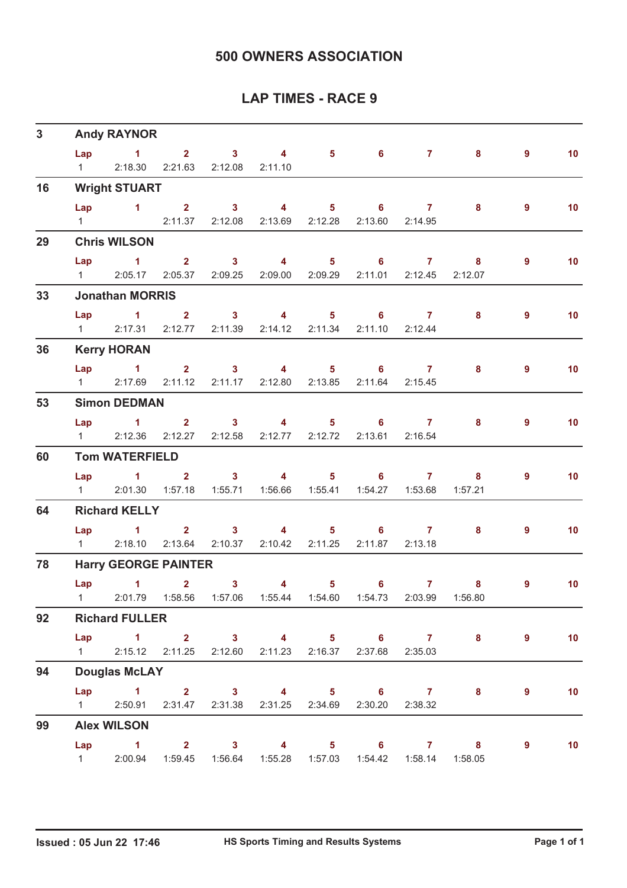# 500 OWNERS ASSOCIATION

## LAP TIMES - RACE 9

### 3 Andy RAYNOR

| Lap | 1 | 2 | 3 | 4 | 5 | 6 | 7 | 8 | 9 | 10 |
|---|---|---|---|---|---|---|---|---|---|---|
| 1 | 2:18.30 | 2:21.63 | 2:12.08 | 2:11.10 | | | | | | |

### 16 Wright STUART

| Lap | 1 | 2 | 3 | 4 | 5 | 6 | 7 | 8 | 9 | 10 |
|---|---|---|---|---|---|---|---|---|---|---|
| 1 | | 2:11.37 | 2:12.08 | 2:13.69 | 2:12.28 | 2:13.60 | 2:14.95 | | | |

### 29 Chris WILSON

| Lap | 1 | 2 | 3 | 4 | 5 | 6 | 7 | 8 | 9 | 10 |
|---|---|---|---|---|---|---|---|---|---|---|
| 1 | 2:05.17 | 2:05.37 | 2:09.25 | 2:09.00 | 2:09.29 | 2:11.01 | 2:12.45 | 2:12.07 | | |

### 33 Jonathan MORRIS

| Lap | 1 | 2 | 3 | 4 | 5 | 6 | 7 | 8 | 9 | 10 |
|---|---|---|---|---|---|---|---|---|---|---|
| 1 | 2:17.31 | 2:12.77 | 2:11.39 | 2:14.12 | 2:11.34 | 2:11.10 | 2:12.44 | | | |

### 36 Kerry HORAN

| Lap | 1 | 2 | 3 | 4 | 5 | 6 | 7 | 8 | 9 | 10 |
|---|---|---|---|---|---|---|---|---|---|---|
| 1 | 2:17.69 | 2:11.12 | 2:11.17 | 2:12.80 | 2:13.85 | 2:11.64 | 2:15.45 | | | |

### 53 Simon DEDMAN

| Lap | 1 | 2 | 3 | 4 | 5 | 6 | 7 | 8 | 9 | 10 |
|---|---|---|---|---|---|---|---|---|---|---|
| 1 | 2:12.36 | 2:12.27 | 2:12.58 | 2:12.77 | 2:12.72 | 2:13.61 | 2:16.54 | | | |

### 60 Tom WATERFIELD

| Lap | 1 | 2 | 3 | 4 | 5 | 6 | 7 | 8 | 9 | 10 |
|---|---|---|---|---|---|---|---|---|---|---|
| 1 | 2:01.30 | 1:57.18 | 1:55.71 | 1:56.66 | 1:55.41 | 1:54.27 | 1:53.68 | 1:57.21 | | |

### 64 Richard KELLY

| Lap | 1 | 2 | 3 | 4 | 5 | 6 | 7 | 8 | 9 | 10 |
|---|---|---|---|---|---|---|---|---|---|---|
| 1 | 2:18.10 | 2:13.64 | 2:10.37 | 2:10.42 | 2:11.25 | 2:11.87 | 2:13.18 | | | |

### 78 Harry GEORGE PAINTER

| Lap | 1 | 2 | 3 | 4 | 5 | 6 | 7 | 8 | 9 | 10 |
|---|---|---|---|---|---|---|---|---|---|---|
| 1 | 2:01.79 | 1:58.56 | 1:57.06 | 1:55.44 | 1:54.60 | 1:54.73 | 2:03.99 | 1:56.80 | | |

### 92 Richard FULLER

| Lap | 1 | 2 | 3 | 4 | 5 | 6 | 7 | 8 | 9 | 10 |
|---|---|---|---|---|---|---|---|---|---|---|
| 1 | 2:15.12 | 2:11.25 | 2:12.60 | 2:11.23 | 2:16.37 | 2:37.68 | 2:35.03 | | | |

### 94 Douglas McLAY

| Lap | 1 | 2 | 3 | 4 | 5 | 6 | 7 | 8 | 9 | 10 |
|---|---|---|---|---|---|---|---|---|---|---|
| 1 | 2:50.91 | 2:31.47 | 2:31.38 | 2:31.25 | 2:34.69 | 2:30.20 | 2:38.32 | | | |

### 99 Alex WILSON

| Lap | 1 | 2 | 3 | 4 | 5 | 6 | 7 | 8 | 9 | 10 |
|---|---|---|---|---|---|---|---|---|---|---|
| 1 | 2:00.94 | 1:59.45 | 1:56.64 | 1:55.28 | 1:57.03 | 1:54.42 | 1:58.14 | 1:58.05 | | |

Issued : 05 Jun 22 17:46 — HS Sports Timing and Results Systems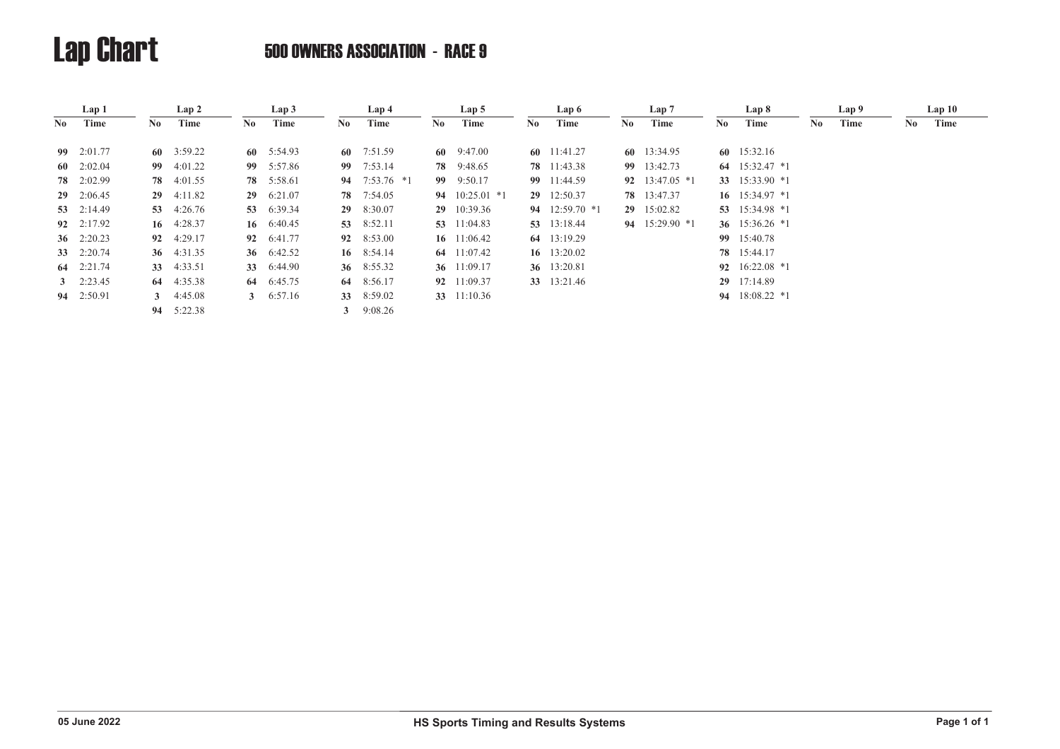# Lap Chart

## 500 OWNERS ASSOCIATION - RACE 9

| Lap 1 | | Lap 2 | | Lap 3 | | Lap 4 | | Lap 5 | | Lap 6 | | Lap 7 | | Lap 8 | | Lap 9 | | Lap 10 | |
|---|---|---|---|---|---|---|---|---|---|---|---|---|---|---|---|---|---|---|---|
| No | Time | No | Time | No | Time | No | Time | No | Time | No | Time | No | Time | No | Time | No | Time | No | Time |
| 99 | 2:01.77 | 60 | 3:59.22 | 60 | 5:54.93 | 60 | 7:51.59 | 60 | 9:47.00 | 60 | 11:41.27 | 60 | 13:34.95 | 60 | 15:32.16 | | | | |
| 60 | 2:02.04 | 99 | 4:01.22 | 99 | 5:57.86 | 99 | 7:53.14 | 78 | 9:48.65 | 78 | 11:43.38 | 99 | 13:42.73 | 64 | 15:32.47 *1 | | | | |
| 78 | 2:02.99 | 78 | 4:01.55 | 78 | 5:58.61 | 94 | 7:53.76 *1 | 99 | 9:50.17 | 99 | 11:44.59 | 92 | 13:47.05 *1 | 33 | 15:33.90 *1 | | | | |
| 29 | 2:06.45 | 29 | 4:11.82 | 29 | 6:21.07 | 78 | 7:54.05 | 94 | 10:25.01 *1 | 29 | 12:50.37 | 78 | 13:47.37 | 16 | 15:34.97 *1 | | | | |
| 53 | 2:14.49 | 53 | 4:26.76 | 53 | 6:39.34 | 29 | 8:30.07 | 29 | 10:39.36 | 94 | 12:59.70 *1 | 29 | 15:02.82 | 53 | 15:34.98 *1 | | | | |
| 92 | 2:17.92 | 16 | 4:28.37 | 16 | 6:40.45 | 53 | 8:52.11 | 53 | 11:04.83 | 53 | 13:18.44 | 94 | 15:29.90 *1 | 36 | 15:36.26 *1 | | | | |
| 36 | 2:20.23 | 92 | 4:29.17 | 92 | 6:41.77 | 92 | 8:53.00 | 16 | 11:06.42 | 64 | 13:19.29 | | | 99 | 15:40.78 | | | | |
| 33 | 2:20.74 | 36 | 4:31.35 | 36 | 6:42.52 | 16 | 8:54.14 | 64 | 11:07.42 | 16 | 13:20.02 | | | 78 | 15:44.17 | | | | |
| 64 | 2:21.74 | 33 | 4:33.51 | 33 | 6:44.90 | 36 | 8:55.32 | 36 | 11:09.17 | 36 | 13:20.81 | | | 92 | 16:22.08 *1 | | | | |
| 3 | 2:23.45 | 64 | 4:35.38 | 64 | 6:45.75 | 64 | 8:56.17 | 92 | 11:09.37 | 33 | 13:21.46 | | | 29 | 17:14.89 | | | | |
| 94 | 2:50.91 | 3 | 4:45.08 | 3 | 6:57.16 | 33 | 8:59.02 | 33 | 11:10.36 | | | | | 94 | 18:08.22 *1 | | | | |
| | | 94 | 5:22.38 | | | 3 | 9:08.26 | | | | | | | | | | | | |

05 June 2022 HS Sports Timing and Results Systems